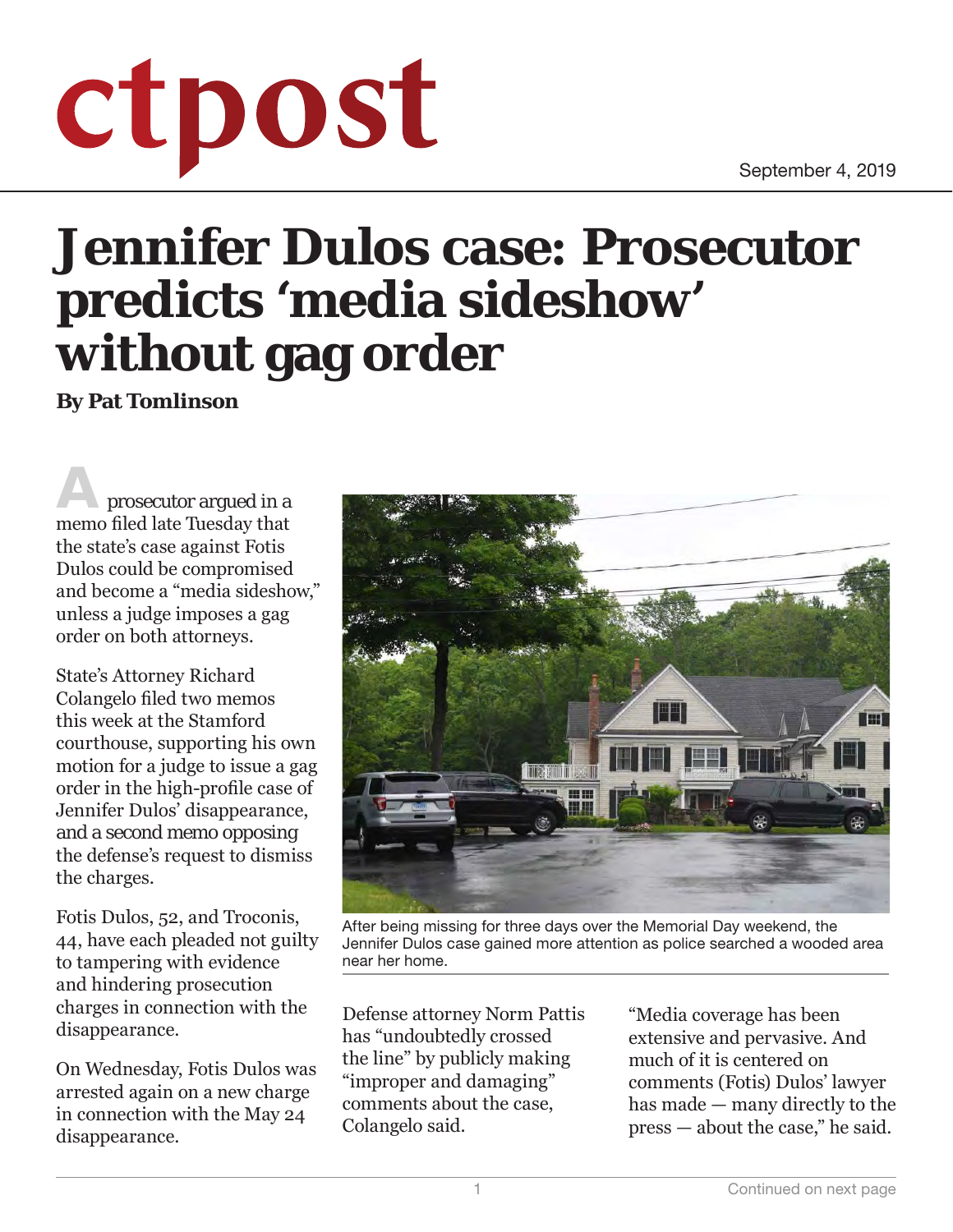ctpost

September 4, 2019

# Jennifer Dulos case: Prosecutor predicts 'media sideshow' without gag order

**By Pat Tomlinson**

A prosecutor argued in a memo filed late Tuesday that the state's case against Fotis Dulos could be compromised and become a "media sideshow," unless a judge imposes a gag order on both attorneys.

State's Attorney Richard Colangelo filed two memos this week at the Stamford courthouse, supporting his own motion for a judge to issue a gag order in the high-profile case of Jennifer Dulos' disappearance, and a second memo opposing the defense's request to dismiss the charges.

Fotis Dulos, 52, and Troconis, 44, have each pleaded not guilty to tampering with evidence and hindering prosecution charges in connection with the disappearance.

On Wednesday, Fotis Dulos was arrested again on a new charge in connection with the May 24 disappearance.

After being missing for three days over the Memorial Day weekend, the Jennifer Dulos case gained more attention as police searched a wooded area near her home.

Defense attorney Norm Pattis has "undoubtedly crossed the line" by publicly making "improper and damaging" comments about the case, Colangelo said.

"Media coverage has been extensive and pervasive. And much of it is centered on comments (Fotis) Dulos' lawyer has made — many directly to the press — about the case," he said.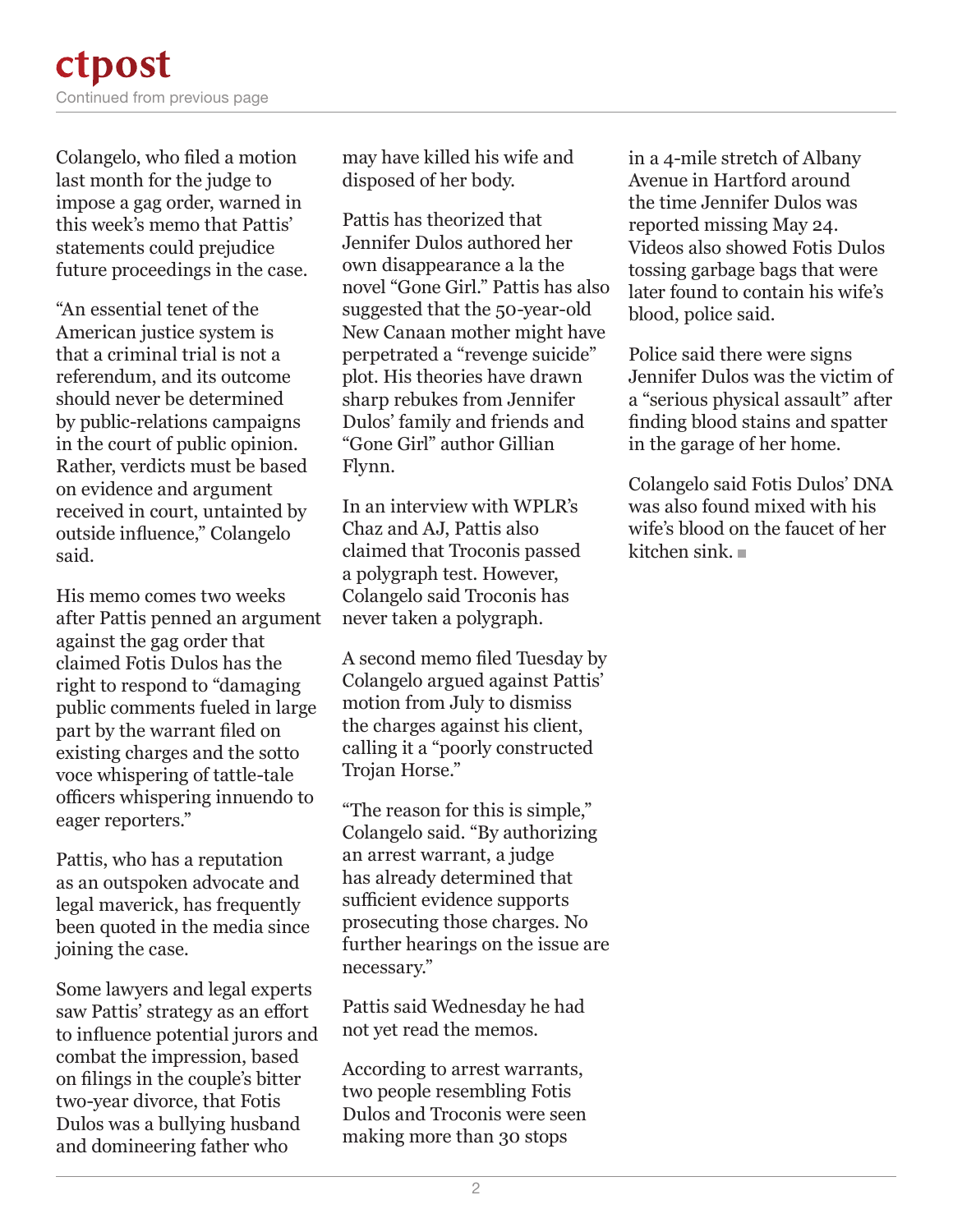Colangelo, who filed a motion last month for the judge to impose a gag order, warned in this week's memo that Pattis' statements could prejudice future proceedings in the case.

"An essential tenet of the American justice system is that a criminal trial is not a referendum, and its outcome should never be determined by public-relations campaigns in the court of public opinion. Rather, verdicts must be based on evidence and argument received in court, untainted by outside influence," Colangelo said.

His memo comes two weeks after Pattis penned an argument against the gag order that claimed Fotis Dulos has the right to respond to "damaging public comments fueled in large part by the warrant filed on existing charges and the sotto voce whispering of tattle-tale officers whispering innuendo to eager reporters."

Pattis, who has a reputation as an outspoken advocate and legal maverick, has frequently been quoted in the media since joining the case.

Some lawyers and legal experts saw Pattis' strategy as an effort to influence potential jurors and combat the impression, based on filings in the couple's bitter two-year divorce, that Fotis Dulos was a bullying husband and domineering father who may have killed his wife and disposed of her body.

Pattis has theorized that Jennifer Dulos authored her own disappearance a la the novel "Gone Girl." Pattis has also suggested that the 50-year-old New Canaan mother might have perpetrated a "revenge suicide" plot. His theories have drawn sharp rebukes from Jennifer Dulos' family and friends and "Gone Girl" author Gillian Flynn.

In an interview with WPLR's Chaz and AJ, Pattis also claimed that Troconis passed a polygraph test. However, Colangelo said Troconis has never taken a polygraph.

A second memo filed Tuesday by Colangelo argued against Pattis' motion from July to dismiss the charges against his client, calling it a "poorly constructed Trojan Horse."

"The reason for this is simple," Colangelo said. "By authorizing an arrest warrant, a judge has already determined that sufficient evidence supports prosecuting those charges. No further hearings on the issue are necessary."

Pattis said Wednesday he had not yet read the memos.

According to arrest warrants, two people resembling Fotis Dulos and Troconis were seen making more than 30 stops in a 4-mile stretch of Albany Avenue in Hartford around the time Jennifer Dulos was reported missing May 24. Videos also showed Fotis Dulos tossing garbage bags that were later found to contain his wife's blood, police said.

Police said there were signs Jennifer Dulos was the victim of a "serious physical assault" after finding blood stains and spatter in the garage of her home.

Colangelo said Fotis Dulos' DNA was also found mixed with his wife's blood on the faucet of her kitchen sink.